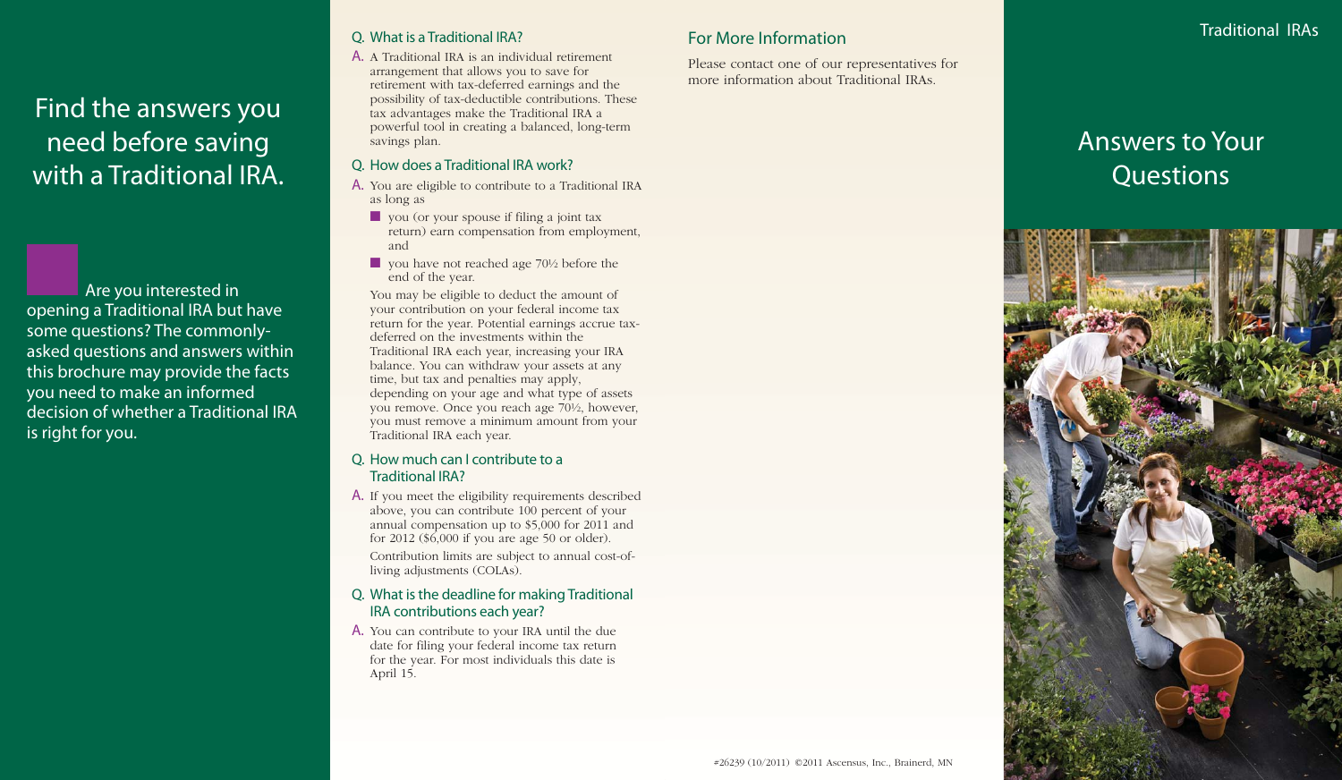# Find the answers you need before saving with a Traditional IRA.

Are you interested in opening a Traditional IRA but have some questions? The commonly-asked questions and answers within this brochure may provide the facts you need to make an informed decision of whether a Traditional IRA is right for you.

## Q. What is a Traditional IRA?

A. A Traditional IRA is an individual retirement arrangement that allows you to save for retirement with tax-deferred earnings and the possibility of tax-deductible contributions. These tax advantages make the Traditional IRA a powerful tool in creating a balanced, long-term savings plan.

## Q. How does a Traditional IRA work?

A. You are eligible to contribute to a Traditional IRA as long as

- you (or your spouse if filing a joint tax return) earn compensation from employment, and
- you have not reached age 70½ before the end of the year.

You may be eligible to deduct the amount of your contribution on your federal income tax return for the year. Potential earnings accrue tax-deferred on the investments within the Traditional IRA each year, increasing your IRA balance. You can withdraw your assets at any time, but tax and penalties may apply, depending on your age and what type of assets you remove. Once you reach age 70½, however, you must remove a minimum amount from your Traditional IRA each year.

## Q. How much can I contribute to a Traditional IRA?

A. If you meet the eligibility requirements described above, you can contribute 100 percent of your annual compensation up to $5,000 for 2011 and for 2012 ($6,000 if you are age 50 or older).

Contribution limits are subject to annual cost-of-living adjustments (COLAs).

## Q. What is the deadline for making Traditional IRA contributions each year?

A. You can contribute to your IRA until the due date for filing your federal income tax return for the year. For most individuals this date is April 15.

## For More Information

Please contact one of our representatives for more information about Traditional IRAs.

#26239 (10/2011) ©2011 Ascensus, Inc., Brainerd, MN

Traditional IRAs

# Answers to Your Questions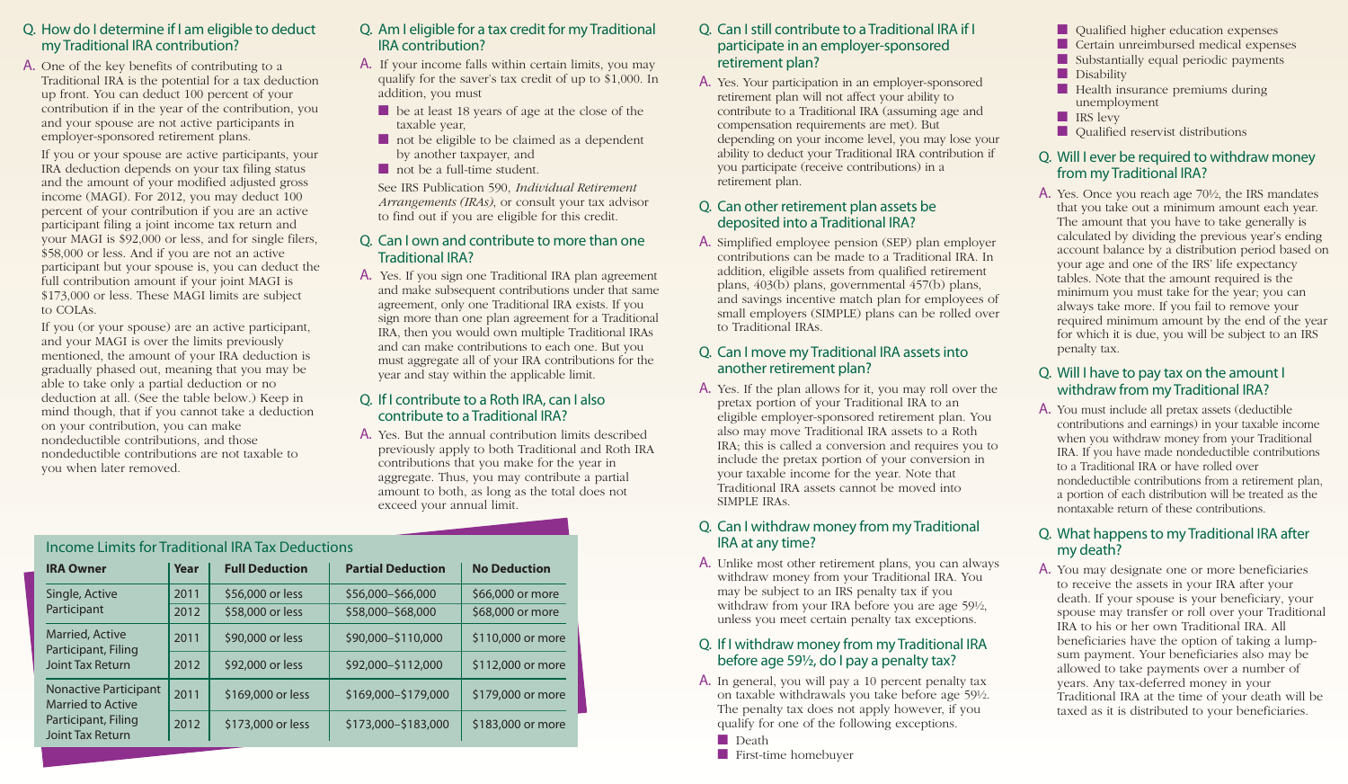## Q. How do I determine if I am eligible to deduct my Traditional IRA contribution?

A. One of the key benefits of contributing to a Traditional IRA is the potential for a tax deduction up front. You can deduct 100 percent of your contribution if in the year of the contribution, you and your spouse are not active participants in employer-sponsored retirement plans.

If you or your spouse are active participants, your IRA deduction depends on your tax filing status and the amount of your modified adjusted gross income (MAGI). For 2012, you may deduct 100 percent of your contribution if you are an active participant filing a joint income tax return and your MAGI is $92,000 or less, and for single filers, $58,000 or less. And if you are not an active participant but your spouse is, you can deduct the full contribution amount if your joint MAGI is $173,000 or less. These MAGI limits are subject to COLAs.

If you (or your spouse) are an active participant, and your MAGI is over the limits previously mentioned, the amount of your IRA deduction is gradually phased out, meaning that you may be able to take only a partial deduction or no deduction at all. (See the table below.) Keep in mind though, that if you cannot take a deduction on your contribution, you can make nondeductible contributions, and those nondeductible contributions are not taxable to you when later removed.

## Q. Am I eligible for a tax credit for my Traditional IRA contribution?

A. If your income falls within certain limits, you may qualify for the saver's tax credit of up to $1,000. In addition, you must

- be at least 18 years of age at the close of the taxable year,
- not be eligible to be claimed as a dependent by another taxpayer, and
- not be a full-time student.

See IRS Publication 590, *Individual Retirement Arrangements (IRAs)*, or consult your tax advisor to find out if you are eligible for this credit.

## Q. Can I own and contribute to more than one Traditional IRA?

A. Yes. If you sign one Traditional IRA plan agreement and make subsequent contributions under that same agreement, only one Traditional IRA exists. If you sign more than one plan agreement for a Traditional IRA, then you would own multiple Traditional IRAs and can make contributions to each one. But you must aggregate all of your IRA contributions for the year and stay within the applicable limit.

## Q. If I contribute to a Roth IRA, can I also contribute to a Traditional IRA?

A. Yes. But the annual contribution limits described previously apply to both Traditional and Roth IRA contributions that you make for the year in aggregate. Thus, you may contribute a partial amount to both, as long as the total does not exceed your annual limit.

### Income Limits for Traditional IRA Tax Deductions

| IRA Owner | Year | Full Deduction | Partial Deduction | No Deduction |
|---|---|---|---|---|
| Single, Active Participant | 2011 | $56,000 or less | $56,000–$66,000 | $66,000 or more |
| | 2012 | $58,000 or less | $58,000–$68,000 | $68,000 or more |
| Married, Active Participant, Filing Joint Tax Return | 2011 | $90,000 or less | $90,000–$110,000 | $110,000 or more |
| | 2012 | $92,000 or less | $92,000–$112,000 | $112,000 or more |
| Nonactive Participant Married to Active Participant, Filing Joint Tax Return | 2011 | $169,000 or less | $169,000–$179,000 | $179,000 or more |
| | 2012 | $173,000 or less | $173,000–$183,000 | $183,000 or more |

## Q. Can I still contribute to a Traditional IRA if I participate in an employer-sponsored retirement plan?

A. Yes. Your participation in an employer-sponsored retirement plan will not affect your ability to contribute to a Traditional IRA (assuming age and compensation requirements are met). But depending on your income level, you may lose your ability to deduct your Traditional IRA contribution if you participate (receive contributions) in a retirement plan.

## Q. Can other retirement plan assets be deposited into a Traditional IRA?

A. Simplified employee pension (SEP) plan employer contributions can be made to a Traditional IRA. In addition, eligible assets from qualified retirement plans, 403(b) plans, governmental 457(b) plans, and savings incentive match plan for employees of small employers (SIMPLE) plans can be rolled over to Traditional IRAs.

## Q. Can I move my Traditional IRA assets into another retirement plan?

A. Yes. If the plan allows for it, you may roll over the pretax portion of your Traditional IRA to an eligible employer-sponsored retirement plan. You also may move Traditional IRA assets to a Roth IRA; this is called a conversion and requires you to include the pretax portion of your conversion in your taxable income for the year. Note that Traditional IRA assets cannot be moved into SIMPLE IRAs.

## Q. Can I withdraw money from my Traditional IRA at any time?

A. Unlike most other retirement plans, you can always withdraw money from your Traditional IRA. You may be subject to an IRS penalty tax if you withdraw from your IRA before you are age 59½, unless you meet certain penalty tax exceptions.

## Q. If I withdraw money from my Traditional IRA before age 59½, do I pay a penalty tax?

A. In general, you will pay a 10 percent penalty tax on taxable withdrawals you take before age 59½. The penalty tax does not apply however, if you qualify for one of the following exceptions.

- Death
- First-time homebuyer
- Qualified higher education expenses
- Certain unreimbursed medical expenses
- Substantially equal periodic payments
- Disability
- Health insurance premiums during unemployment
- IRS levy
- Qualified reservist distributions

## Q. Will I ever be required to withdraw money from my Traditional IRA?

A. Yes. Once you reach age 70½, the IRS mandates that you take out a minimum amount each year. The amount that you have to take generally is calculated by dividing the previous year's ending account balance by a distribution period based on your age and one of the IRS' life expectancy tables. Note that the amount required is the minimum you must take for the year; you can always take more. If you fail to remove your required minimum amount by the end of the year for which it is due, you will be subject to an IRS penalty tax.

## Q. Will I have to pay tax on the amount I withdraw from my Traditional IRA?

A. You must include all pretax assets (deductible contributions and earnings) in your taxable income when you withdraw money from your Traditional IRA. If you have made nondeductible contributions to a Traditional IRA or have rolled over nondeductible contributions from a retirement plan, a portion of each distribution will be treated as the nontaxable return of these contributions.

## Q. What happens to my Traditional IRA after my death?

A. You may designate one or more beneficiaries to receive the assets in your IRA after your death. If your spouse is your beneficiary, your spouse may transfer or roll over your Traditional IRA to his or her own Traditional IRA. All beneficiaries have the option of taking a lump-sum payment. Your beneficiaries also may be allowed to take payments over a number of years. Any tax-deferred money in your Traditional IRA at the time of your death will be taxed as it is distributed to your beneficiaries.